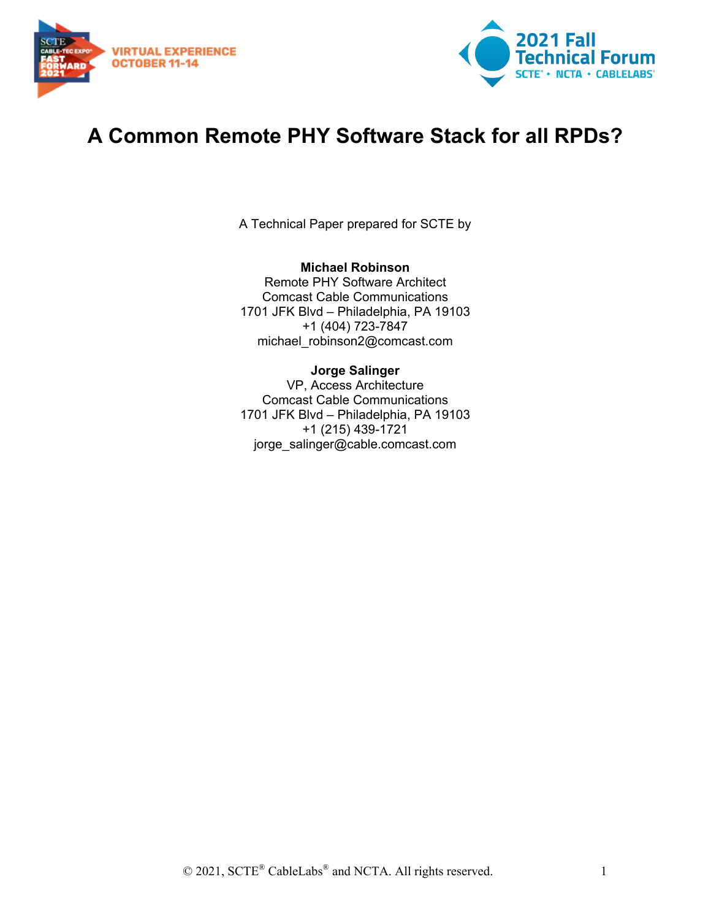# A Common Remote PHY Software Stack for all RPDs?

A Technical Paper prepared for SCTE by

**Michael Robinson**
Remote PHY Software Architect
Comcast Cable Communications
1701 JFK Blvd – Philadelphia, PA 19103
+1 (404) 723-7847
michael_robinson2@comcast.com

**Jorge Salinger**
VP, Access Architecture
Comcast Cable Communications
1701 JFK Blvd – Philadelphia, PA 19103
+1 (215) 439-1721
jorge_salinger@cable.comcast.com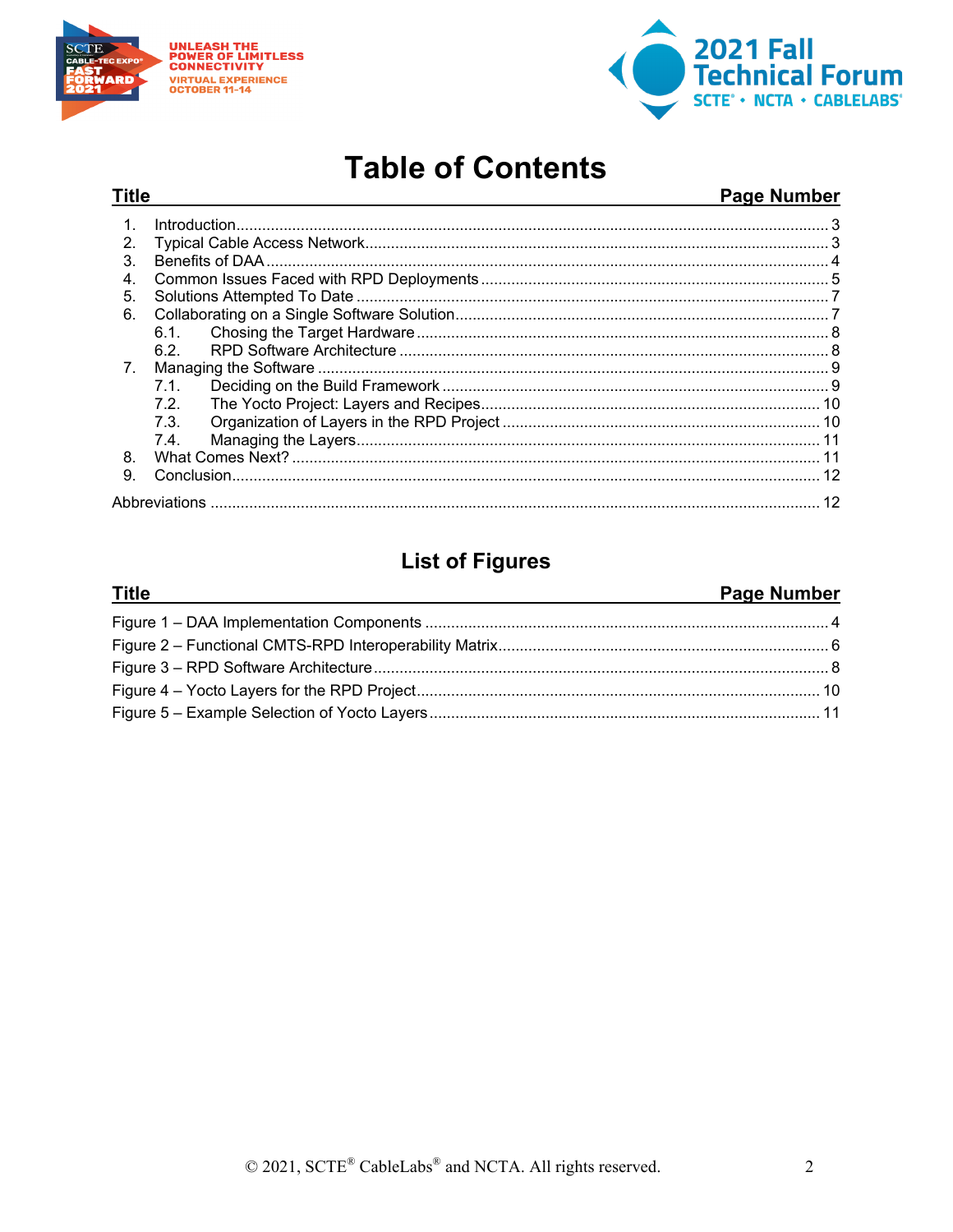# Table of Contents

| Title | Page Number |
|---|---|
| 1. Introduction | 3 |
| 2. Typical Cable Access Network | 3 |
| 3. Benefits of DAA | 4 |
| 4. Common Issues Faced with RPD Deployments | 5 |
| 5. Solutions Attempted To Date | 7 |
| 6. Collaborating on a Single Software Solution | 7 |
| 6.1. Chosing the Target Hardware | 8 |
| 6.2. RPD Software Architecture | 8 |
| 7. Managing the Software | 9 |
| 7.1. Deciding on the Build Framework | 9 |
| 7.2. The Yocto Project: Layers and Recipes | 10 |
| 7.3. Organization of Layers in the RPD Project | 10 |
| 7.4. Managing the Layers | 11 |
| 8. What Comes Next? | 11 |
| 9. Conclusion | 12 |
| Abbreviations | 12 |

## List of Figures

| Title | Page Number |
|---|---|
| Figure 1 – DAA Implementation Components | 4 |
| Figure 2 – Functional CMTS-RPD Interoperability Matrix | 6 |
| Figure 3 – RPD Software Architecture | 8 |
| Figure 4 – Yocto Layers for the RPD Project | 10 |
| Figure 5 – Example Selection of Yocto Layers | 11 |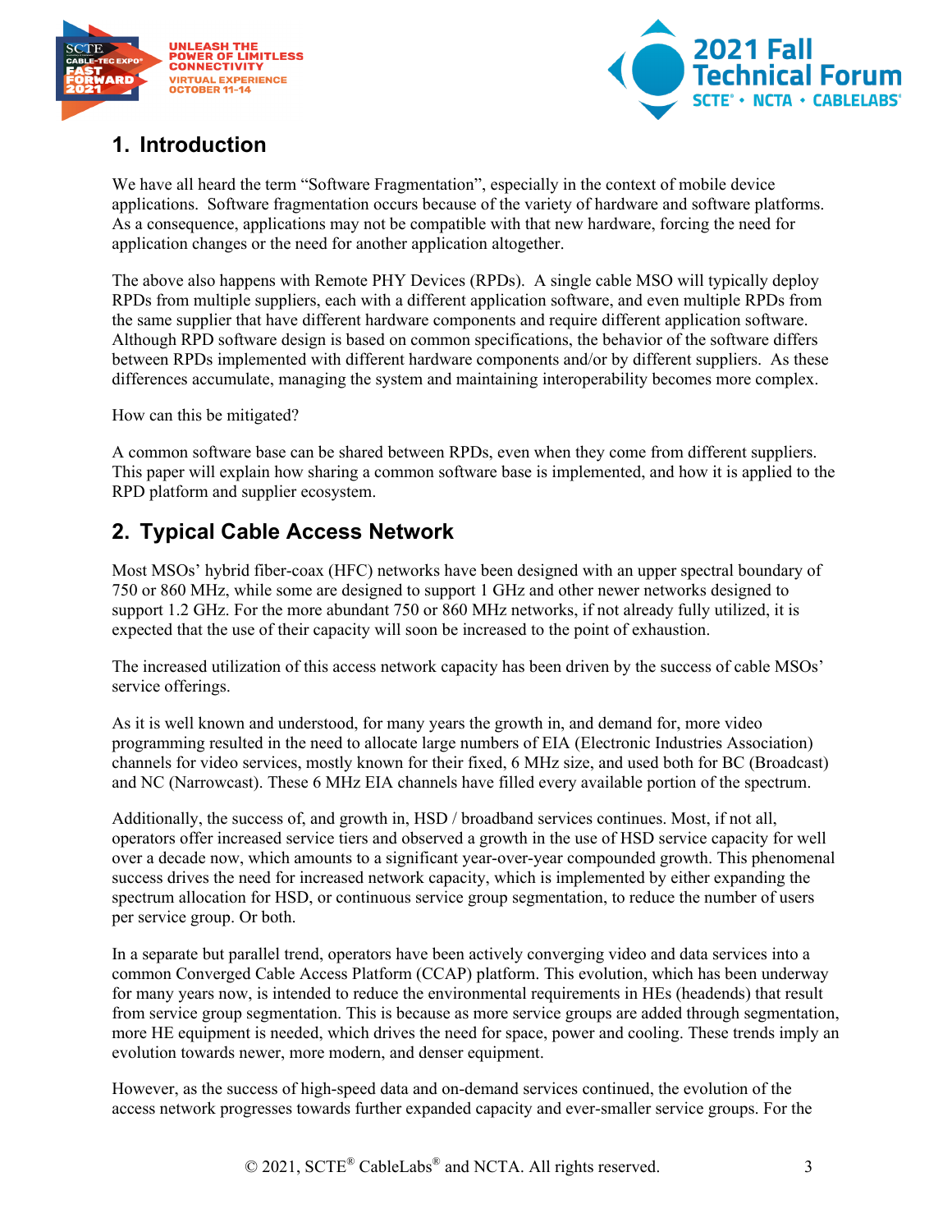## 1. Introduction

We have all heard the term "Software Fragmentation", especially in the context of mobile device applications. Software fragmentation occurs because of the variety of hardware and software platforms. As a consequence, applications may not be compatible with that new hardware, forcing the need for application changes or the need for another application altogether.

The above also happens with Remote PHY Devices (RPDs). A single cable MSO will typically deploy RPDs from multiple suppliers, each with a different application software, and even multiple RPDs from the same supplier that have different hardware components and require different application software. Although RPD software design is based on common specifications, the behavior of the software differs between RPDs implemented with different hardware components and/or by different suppliers. As these differences accumulate, managing the system and maintaining interoperability becomes more complex.

How can this be mitigated?

A common software base can be shared between RPDs, even when they come from different suppliers. This paper will explain how sharing a common software base is implemented, and how it is applied to the RPD platform and supplier ecosystem.

## 2. Typical Cable Access Network

Most MSOs' hybrid fiber-coax (HFC) networks have been designed with an upper spectral boundary of 750 or 860 MHz, while some are designed to support 1 GHz and other newer networks designed to support 1.2 GHz. For the more abundant 750 or 860 MHz networks, if not already fully utilized, it is expected that the use of their capacity will soon be increased to the point of exhaustion.

The increased utilization of this access network capacity has been driven by the success of cable MSOs' service offerings.

As it is well known and understood, for many years the growth in, and demand for, more video programming resulted in the need to allocate large numbers of EIA (Electronic Industries Association) channels for video services, mostly known for their fixed, 6 MHz size, and used both for BC (Broadcast) and NC (Narrowcast). These 6 MHz EIA channels have filled every available portion of the spectrum.

Additionally, the success of, and growth in, HSD / broadband services continues. Most, if not all, operators offer increased service tiers and observed a growth in the use of HSD service capacity for well over a decade now, which amounts to a significant year-over-year compounded growth. This phenomenal success drives the need for increased network capacity, which is implemented by either expanding the spectrum allocation for HSD, or continuous service group segmentation, to reduce the number of users per service group. Or both.

In a separate but parallel trend, operators have been actively converging video and data services into a common Converged Cable Access Platform (CCAP) platform. This evolution, which has been underway for many years now, is intended to reduce the environmental requirements in HEs (headends) that result from service group segmentation. This is because as more service groups are added through segmentation, more HE equipment is needed, which drives the need for space, power and cooling. These trends imply an evolution towards newer, more modern, and denser equipment.

However, as the success of high-speed data and on-demand services continued, the evolution of the access network progresses towards further expanded capacity and ever-smaller service groups. For the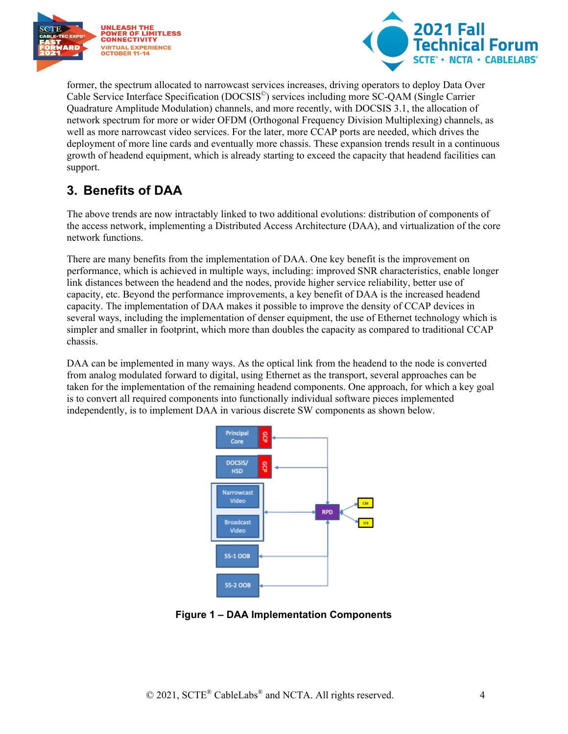former, the spectrum allocated to narrowcast services increases, driving operators to deploy Data Over Cable Service Interface Specification (DOCSIS©) services including more SC-QAM (Single Carrier Quadrature Amplitude Modulation) channels, and more recently, with DOCSIS 3.1, the allocation of network spectrum for more or wider OFDM (Orthogonal Frequency Division Multiplexing) channels, as well as more narrowcast video services. For the later, more CCAP ports are needed, which drives the deployment of more line cards and eventually more chassis. These expansion trends result in a continuous growth of headend equipment, which is already starting to exceed the capacity that headend facilities can support.

## 3. Benefits of DAA

The above trends are now intractably linked to two additional evolutions: distribution of components of the access network, implementing a Distributed Access Architecture (DAA), and virtualization of the core network functions.

There are many benefits from the implementation of DAA. One key benefit is the improvement on performance, which is achieved in multiple ways, including: improved SNR characteristics, enable longer link distances between the headend and the nodes, provide higher service reliability, better use of capacity, etc. Beyond the performance improvements, a key benefit of DAA is the increased headend capacity. The implementation of DAA makes it possible to improve the density of CCAP devices in several ways, including the implementation of denser equipment, the use of Ethernet technology which is simpler and smaller in footprint, which more than doubles the capacity as compared to traditional CCAP chassis.

DAA can be implemented in many ways. As the optical link from the headend to the node is converted from analog modulated forward to digital, using Ethernet as the transport, several approaches can be taken for the implementation of the remaining headend components. One approach, for which a key goal is to convert all required components into functionally individual software pieces implemented independently, is to implement DAA in various discrete SW components as shown below.

Principal Core | GCP

DOCSIS/ HSD | GCP

Narrowcast Video

Broadcast Video

55-1 OOB

55-2 OOB

RPD

CM

STB

**Figure 1 – DAA Implementation Components**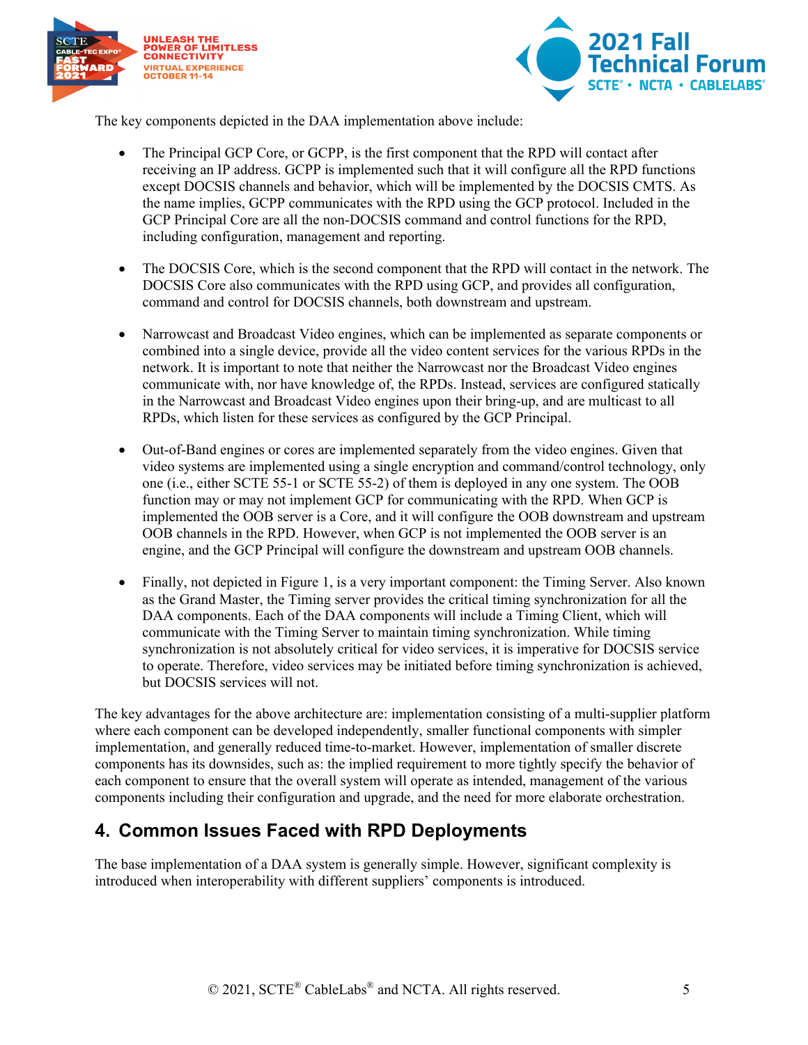The key components depicted in the DAA implementation above include:

- The Principal GCP Core, or GCPP, is the first component that the RPD will contact after receiving an IP address. GCPP is implemented such that it will configure all the RPD functions except DOCSIS channels and behavior, which will be implemented by the DOCSIS CMTS. As the name implies, GCPP communicates with the RPD using the GCP protocol. Included in the GCP Principal Core are all the non-DOCSIS command and control functions for the RPD, including configuration, management and reporting.

- The DOCSIS Core, which is the second component that the RPD will contact in the network. The DOCSIS Core also communicates with the RPD using GCP, and provides all configuration, command and control for DOCSIS channels, both downstream and upstream.

- Narrowcast and Broadcast Video engines, which can be implemented as separate components or combined into a single device, provide all the video content services for the various RPDs in the network. It is important to note that neither the Narrowcast nor the Broadcast Video engines communicate with, nor have knowledge of, the RPDs. Instead, services are configured statically in the Narrowcast and Broadcast Video engines upon their bring-up, and are multicast to all RPDs, which listen for these services as configured by the GCP Principal.

- Out-of-Band engines or cores are implemented separately from the video engines. Given that video systems are implemented using a single encryption and command/control technology, only one (i.e., either SCTE 55-1 or SCTE 55-2) of them is deployed in any one system. The OOB function may or may not implement GCP for communicating with the RPD. When GCP is implemented the OOB server is a Core, and it will configure the OOB downstream and upstream OOB channels in the RPD. However, when GCP is not implemented the OOB server is an engine, and the GCP Principal will configure the downstream and upstream OOB channels.

- Finally, not depicted in Figure 1, is a very important component: the Timing Server. Also known as the Grand Master, the Timing server provides the critical timing synchronization for all the DAA components. Each of the DAA components will include a Timing Client, which will communicate with the Timing Server to maintain timing synchronization. While timing synchronization is not absolutely critical for video services, it is imperative for DOCSIS service to operate. Therefore, video services may be initiated before timing synchronization is achieved, but DOCSIS services will not.

The key advantages for the above architecture are: implementation consisting of a multi-supplier platform where each component can be developed independently, smaller functional components with simpler implementation, and generally reduced time-to-market. However, implementation of smaller discrete components has its downsides, such as: the implied requirement to more tightly specify the behavior of each component to ensure that the overall system will operate as intended, management of the various components including their configuration and upgrade, and the need for more elaborate orchestration.

## 4. Common Issues Faced with RPD Deployments

The base implementation of a DAA system is generally simple. However, significant complexity is introduced when interoperability with different suppliers' components is introduced.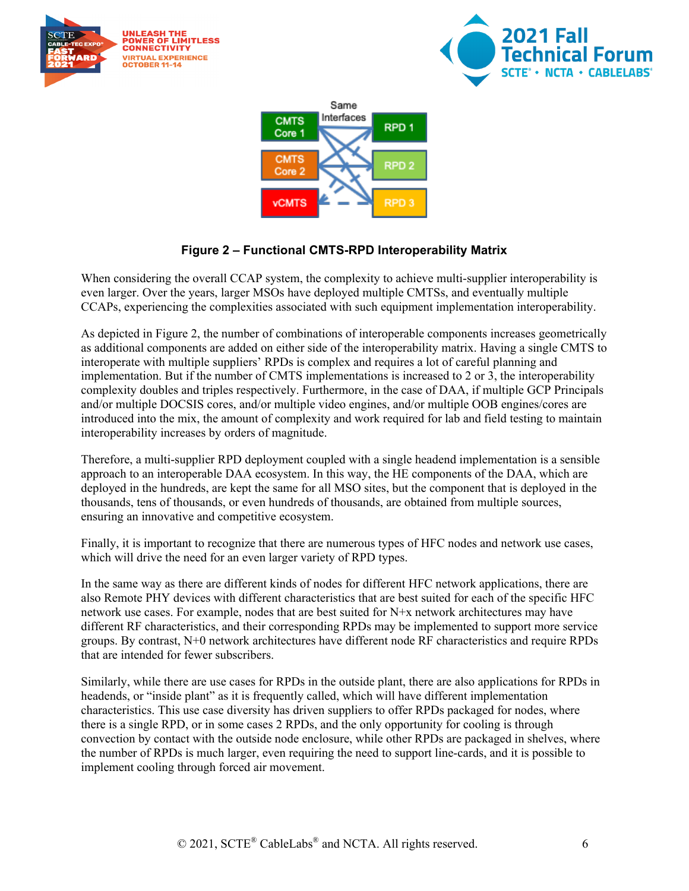**Figure 2 – Functional CMTS-RPD Interoperability Matrix**

When considering the overall CCAP system, the complexity to achieve multi-supplier interoperability is even larger. Over the years, larger MSOs have deployed multiple CMTSs, and eventually multiple CCAPs, experiencing the complexities associated with such equipment implementation interoperability.

As depicted in Figure 2, the number of combinations of interoperable components increases geometrically as additional components are added on either side of the interoperability matrix. Having a single CMTS to interoperate with multiple suppliers' RPDs is complex and requires a lot of careful planning and implementation. But if the number of CMTS implementations is increased to 2 or 3, the interoperability complexity doubles and triples respectively. Furthermore, in the case of DAA, if multiple GCP Principals and/or multiple DOCSIS cores, and/or multiple video engines, and/or multiple OOB engines/cores are introduced into the mix, the amount of complexity and work required for lab and field testing to maintain interoperability increases by orders of magnitude.

Therefore, a multi-supplier RPD deployment coupled with a single headend implementation is a sensible approach to an interoperable DAA ecosystem. In this way, the HE components of the DAA, which are deployed in the hundreds, are kept the same for all MSO sites, but the component that is deployed in the thousands, tens of thousands, or even hundreds of thousands, are obtained from multiple sources, ensuring an innovative and competitive ecosystem.

Finally, it is important to recognize that there are numerous types of HFC nodes and network use cases, which will drive the need for an even larger variety of RPD types.

In the same way as there are different kinds of nodes for different HFC network applications, there are also Remote PHY devices with different characteristics that are best suited for each of the specific HFC network use cases. For example, nodes that are best suited for N+x network architectures may have different RF characteristics, and their corresponding RPDs may be implemented to support more service groups. By contrast, N+0 network architectures have different node RF characteristics and require RPDs that are intended for fewer subscribers.

Similarly, while there are use cases for RPDs in the outside plant, there are also applications for RPDs in headends, or "inside plant" as it is frequently called, which will have different implementation characteristics. This use case diversity has driven suppliers to offer RPDs packaged for nodes, where there is a single RPD, or in some cases 2 RPDs, and the only opportunity for cooling is through convection by contact with the outside node enclosure, while other RPDs are packaged in shelves, where the number of RPDs is much larger, even requiring the need to support line-cards, and it is possible to implement cooling through forced air movement.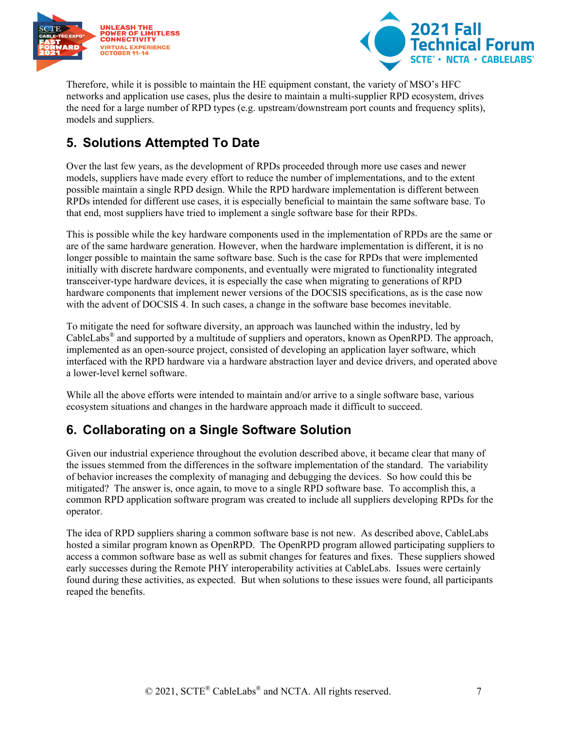Therefore, while it is possible to maintain the HE equipment constant, the variety of MSO's HFC networks and application use cases, plus the desire to maintain a multi-supplier RPD ecosystem, drives the need for a large number of RPD types (e.g. upstream/downstream port counts and frequency splits), models and suppliers.

## 5. Solutions Attempted To Date

Over the last few years, as the development of RPDs proceeded through more use cases and newer models, suppliers have made every effort to reduce the number of implementations, and to the extent possible maintain a single RPD design. While the RPD hardware implementation is different between RPDs intended for different use cases, it is especially beneficial to maintain the same software base. To that end, most suppliers have tried to implement a single software base for their RPDs.

This is possible while the key hardware components used in the implementation of RPDs are the same or are of the same hardware generation. However, when the hardware implementation is different, it is no longer possible to maintain the same software base. Such is the case for RPDs that were implemented initially with discrete hardware components, and eventually were migrated to functionality integrated transceiver-type hardware devices, it is especially the case when migrating to generations of RPD hardware components that implement newer versions of the DOCSIS specifications, as is the case now with the advent of DOCSIS 4. In such cases, a change in the software base becomes inevitable.

To mitigate the need for software diversity, an approach was launched within the industry, led by CableLabs® and supported by a multitude of suppliers and operators, known as OpenRPD. The approach, implemented as an open-source project, consisted of developing an application layer software, which interfaced with the RPD hardware via a hardware abstraction layer and device drivers, and operated above a lower-level kernel software.

While all the above efforts were intended to maintain and/or arrive to a single software base, various ecosystem situations and changes in the hardware approach made it difficult to succeed.

## 6. Collaborating on a Single Software Solution

Given our industrial experience throughout the evolution described above, it became clear that many of the issues stemmed from the differences in the software implementation of the standard. The variability of behavior increases the complexity of managing and debugging the devices. So how could this be mitigated? The answer is, once again, to move to a single RPD software base. To accomplish this, a common RPD application software program was created to include all suppliers developing RPDs for the operator.

The idea of RPD suppliers sharing a common software base is not new. As described above, CableLabs hosted a similar program known as OpenRPD. The OpenRPD program allowed participating suppliers to access a common software base as well as submit changes for features and fixes. These suppliers showed early successes during the Remote PHY interoperability activities at CableLabs. Issues were certainly found during these activities, as expected. But when solutions to these issues were found, all participants reaped the benefits.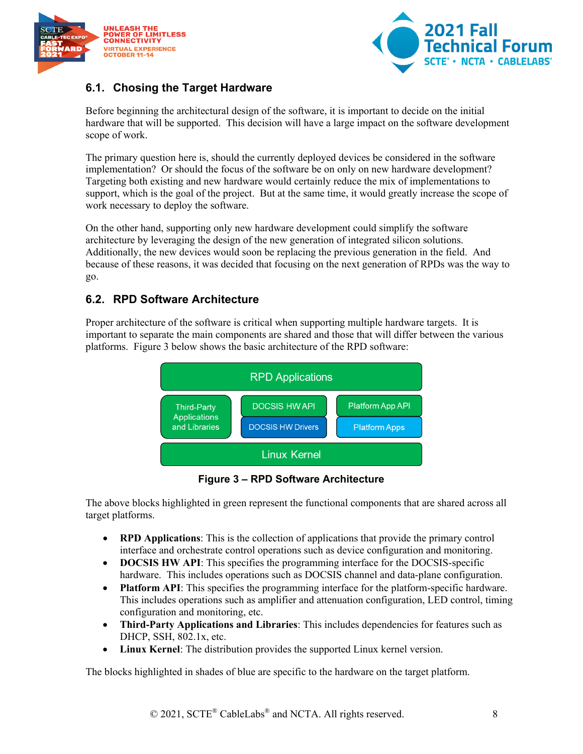## 6.1. Chosing the Target Hardware

Before beginning the architectural design of the software, it is important to decide on the initial hardware that will be supported. This decision will have a large impact on the software development scope of work.

The primary question here is, should the currently deployed devices be considered in the software implementation? Or should the focus of the software be on only on new hardware development? Targeting both existing and new hardware would certainly reduce the mix of implementations to support, which is the goal of the project. But at the same time, it would greatly increase the scope of work necessary to deploy the software.

On the other hand, supporting only new hardware development could simplify the software architecture by leveraging the design of the new generation of integrated silicon solutions. Additionally, the new devices would soon be replacing the previous generation in the field. And because of these reasons, it was decided that focusing on the next generation of RPDs was the way to go.

## 6.2. RPD Software Architecture

Proper architecture of the software is critical when supporting multiple hardware targets. It is important to separate the main components are shared and those that will differ between the various platforms. Figure 3 below shows the basic architecture of the RPD software:

RPD Applications

Third-Party Applications and Libraries | DOCSIS HW API | Platform App API

DOCSIS HW Drivers | Platform Apps

Linux Kernel

**Figure 3 – RPD Software Architecture**

The above blocks highlighted in green represent the functional components that are shared across all target platforms.

- **RPD Applications**: This is the collection of applications that provide the primary control interface and orchestrate control operations such as device configuration and monitoring.
- **DOCSIS HW API**: This specifies the programming interface for the DOCSIS-specific hardware. This includes operations such as DOCSIS channel and data-plane configuration.
- **Platform API**: This specifies the programming interface for the platform-specific hardware. This includes operations such as amplifier and attenuation configuration, LED control, timing configuration and monitoring, etc.
- **Third-Party Applications and Libraries**: This includes dependencies for features such as DHCP, SSH, 802.1x, etc.
- **Linux Kernel**: The distribution provides the supported Linux kernel version.

The blocks highlighted in shades of blue are specific to the hardware on the target platform.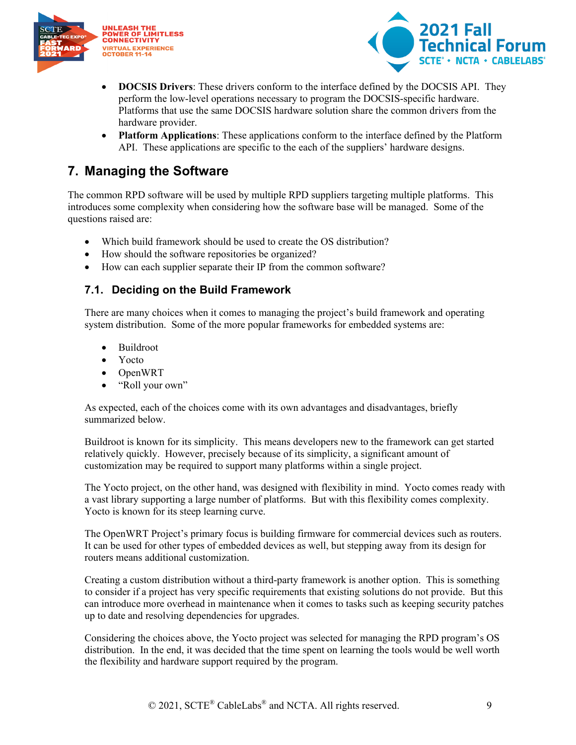- **DOCSIS Drivers**: These drivers conform to the interface defined by the DOCSIS API. They perform the low-level operations necessary to program the DOCSIS-specific hardware. Platforms that use the same DOCSIS hardware solution share the common drivers from the hardware provider.
- **Platform Applications**: These applications conform to the interface defined by the Platform API. These applications are specific to the each of the suppliers' hardware designs.

## 7. Managing the Software

The common RPD software will be used by multiple RPD suppliers targeting multiple platforms. This introduces some complexity when considering how the software base will be managed. Some of the questions raised are:

- Which build framework should be used to create the OS distribution?
- How should the software repositories be organized?
- How can each supplier separate their IP from the common software?

### 7.1. Deciding on the Build Framework

There are many choices when it comes to managing the project's build framework and operating system distribution. Some of the more popular frameworks for embedded systems are:

- Buildroot
- Yocto
- OpenWRT
- "Roll your own"

As expected, each of the choices come with its own advantages and disadvantages, briefly summarized below.

Buildroot is known for its simplicity. This means developers new to the framework can get started relatively quickly. However, precisely because of its simplicity, a significant amount of customization may be required to support many platforms within a single project.

The Yocto project, on the other hand, was designed with flexibility in mind. Yocto comes ready with a vast library supporting a large number of platforms. But with this flexibility comes complexity. Yocto is known for its steep learning curve.

The OpenWRT Project's primary focus is building firmware for commercial devices such as routers. It can be used for other types of embedded devices as well, but stepping away from its design for routers means additional customization.

Creating a custom distribution without a third-party framework is another option. This is something to consider if a project has very specific requirements that existing solutions do not provide. But this can introduce more overhead in maintenance when it comes to tasks such as keeping security patches up to date and resolving dependencies for upgrades.

Considering the choices above, the Yocto project was selected for managing the RPD program's OS distribution. In the end, it was decided that the time spent on learning the tools would be well worth the flexibility and hardware support required by the program.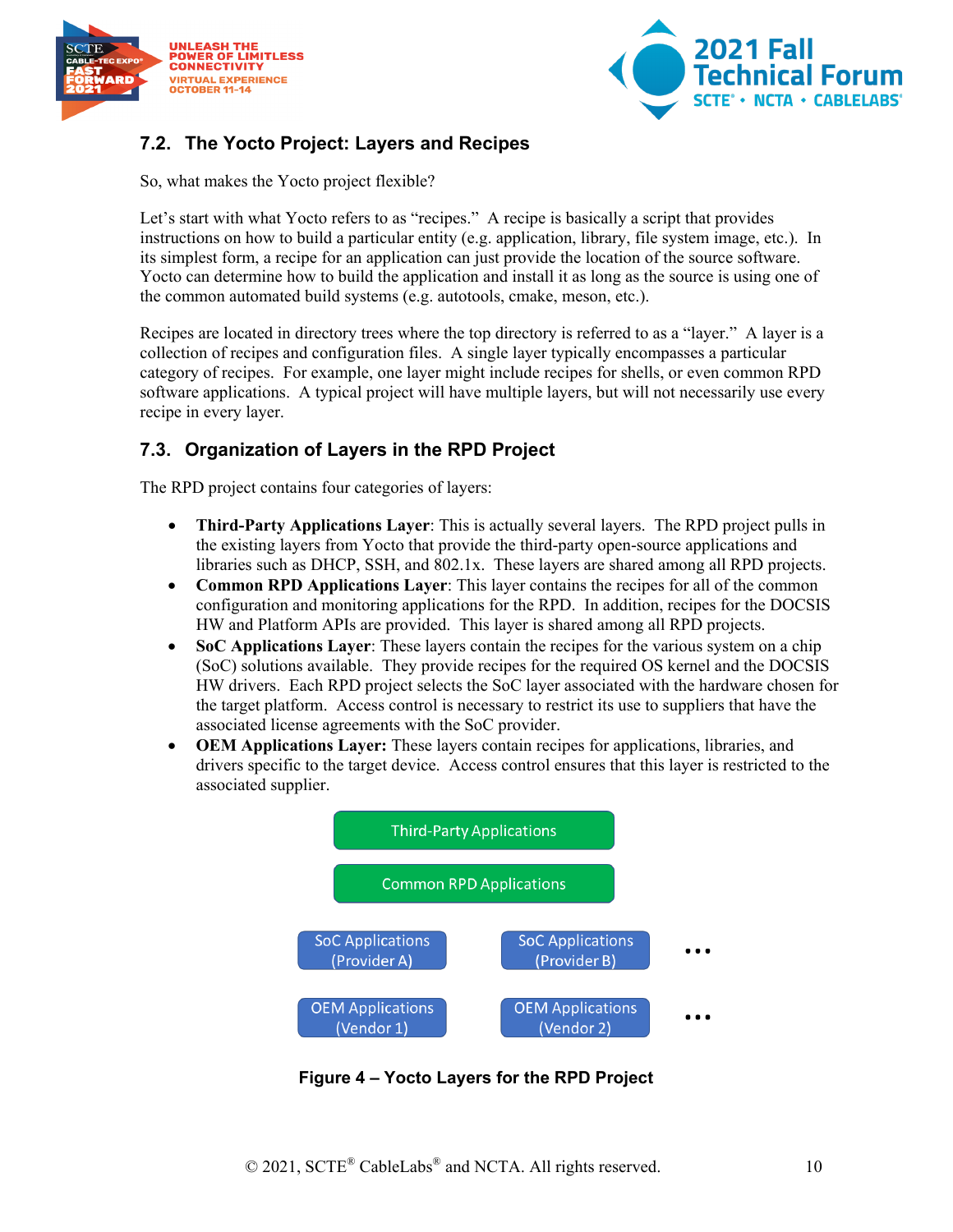## 7.2. The Yocto Project: Layers and Recipes

So, what makes the Yocto project flexible?

Let's start with what Yocto refers to as "recipes." A recipe is basically a script that provides instructions on how to build a particular entity (e.g. application, library, file system image, etc.). In its simplest form, a recipe for an application can just provide the location of the source software. Yocto can determine how to build the application and install it as long as the source is using one of the common automated build systems (e.g. autotools, cmake, meson, etc.).

Recipes are located in directory trees where the top directory is referred to as a "layer." A layer is a collection of recipes and configuration files. A single layer typically encompasses a particular category of recipes. For example, one layer might include recipes for shells, or even common RPD software applications. A typical project will have multiple layers, but will not necessarily use every recipe in every layer.

## 7.3. Organization of Layers in the RPD Project

The RPD project contains four categories of layers:

- **Third-Party Applications Layer**: This is actually several layers. The RPD project pulls in the existing layers from Yocto that provide the third-party open-source applications and libraries such as DHCP, SSH, and 802.1x. These layers are shared among all RPD projects.
- **Common RPD Applications Layer**: This layer contains the recipes for all of the common configuration and monitoring applications for the RPD. In addition, recipes for the DOCSIS HW and Platform APIs are provided. This layer is shared among all RPD projects.
- **SoC Applications Layer**: These layers contain the recipes for the various system on a chip (SoC) solutions available. They provide recipes for the required OS kernel and the DOCSIS HW drivers. Each RPD project selects the SoC layer associated with the hardware chosen for the target platform. Access control is necessary to restrict its use to suppliers that have the associated license agreements with the SoC provider.
- **OEM Applications Layer:** These layers contain recipes for applications, libraries, and drivers specific to the target device. Access control ensures that this layer is restricted to the associated supplier.

Third-Party Applications

Common RPD Applications

SoC Applications (Provider A) | SoC Applications (Provider B) | …

OEM Applications (Vendor 1) | OEM Applications (Vendor 2) | …

**Figure 4 – Yocto Layers for the RPD Project**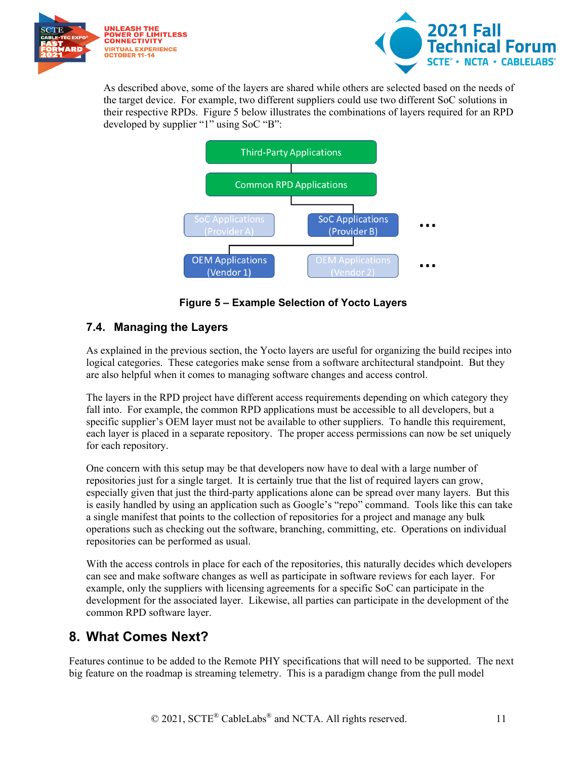As described above, some of the layers are shared while others are selected based on the needs of the target device. For example, two different suppliers could use two different SoC solutions in their respective RPDs. Figure 5 below illustrates the combinations of layers required for an RPD developed by supplier “1” using SoC “B”:

Figure 5 – Example Selection of Yocto Layers

## 7.4. Managing the Layers

As explained in the previous section, the Yocto layers are useful for organizing the build recipes into logical categories. These categories make sense from a software architectural standpoint. But they are also helpful when it comes to managing software changes and access control.

The layers in the RPD project have different access requirements depending on which category they fall into. For example, the common RPD applications must be accessible to all developers, but a specific supplier’s OEM layer must not be available to other suppliers. To handle this requirement, each layer is placed in a separate repository. The proper access permissions can now be set uniquely for each repository.

One concern with this setup may be that developers now have to deal with a large number of repositories just for a single target. It is certainly true that the list of required layers can grow, especially given that just the third-party applications alone can be spread over many layers. But this is easily handled by using an application such as Google’s “repo” command. Tools like this can take a single manifest that points to the collection of repositories for a project and manage any bulk operations such as checking out the software, branching, committing, etc. Operations on individual repositories can be performed as usual.

With the access controls in place for each of the repositories, this naturally decides which developers can see and make software changes as well as participate in software reviews for each layer. For example, only the suppliers with licensing agreements for a specific SoC can participate in the development for the associated layer. Likewise, all parties can participate in the development of the common RPD software layer.

# 8. What Comes Next?

Features continue to be added to the Remote PHY specifications that will need to be supported. The next big feature on the roadmap is streaming telemetry. This is a paradigm change from the pull model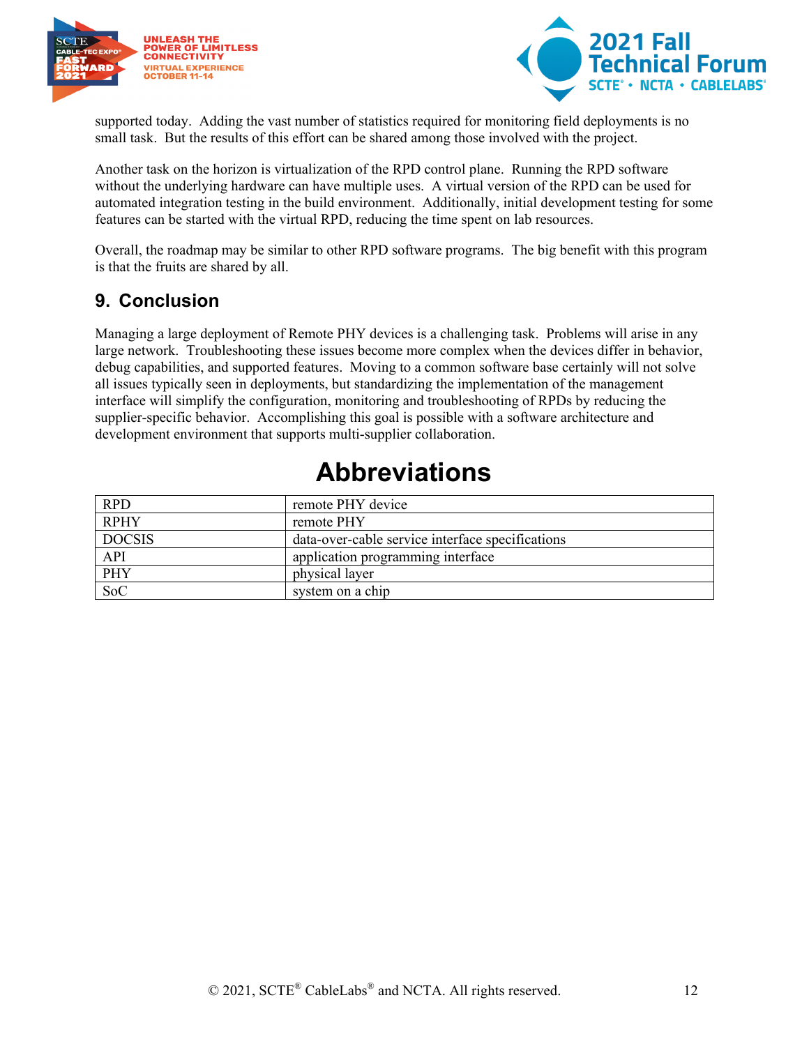supported today. Adding the vast number of statistics required for monitoring field deployments is no small task. But the results of this effort can be shared among those involved with the project.

Another task on the horizon is virtualization of the RPD control plane. Running the RPD software without the underlying hardware can have multiple uses. A virtual version of the RPD can be used for automated integration testing in the build environment. Additionally, initial development testing for some features can be started with the virtual RPD, reducing the time spent on lab resources.

Overall, the roadmap may be similar to other RPD software programs. The big benefit with this program is that the fruits are shared by all.

## 9. Conclusion

Managing a large deployment of Remote PHY devices is a challenging task. Problems will arise in any large network. Troubleshooting these issues become more complex when the devices differ in behavior, debug capabilities, and supported features. Moving to a common software base certainly will not solve all issues typically seen in deployments, but standardizing the implementation of the management interface will simplify the configuration, monitoring and troubleshooting of RPDs by reducing the supplier-specific behavior. Accomplishing this goal is possible with a software architecture and development environment that supports multi-supplier collaboration.

# Abbreviations

| | |
|---|---|
| RPD | remote PHY device |
| RPHY | remote PHY |
| DOCSIS | data-over-cable service interface specifications |
| API | application programming interface |
| PHY | physical layer |
| SoC | system on a chip |